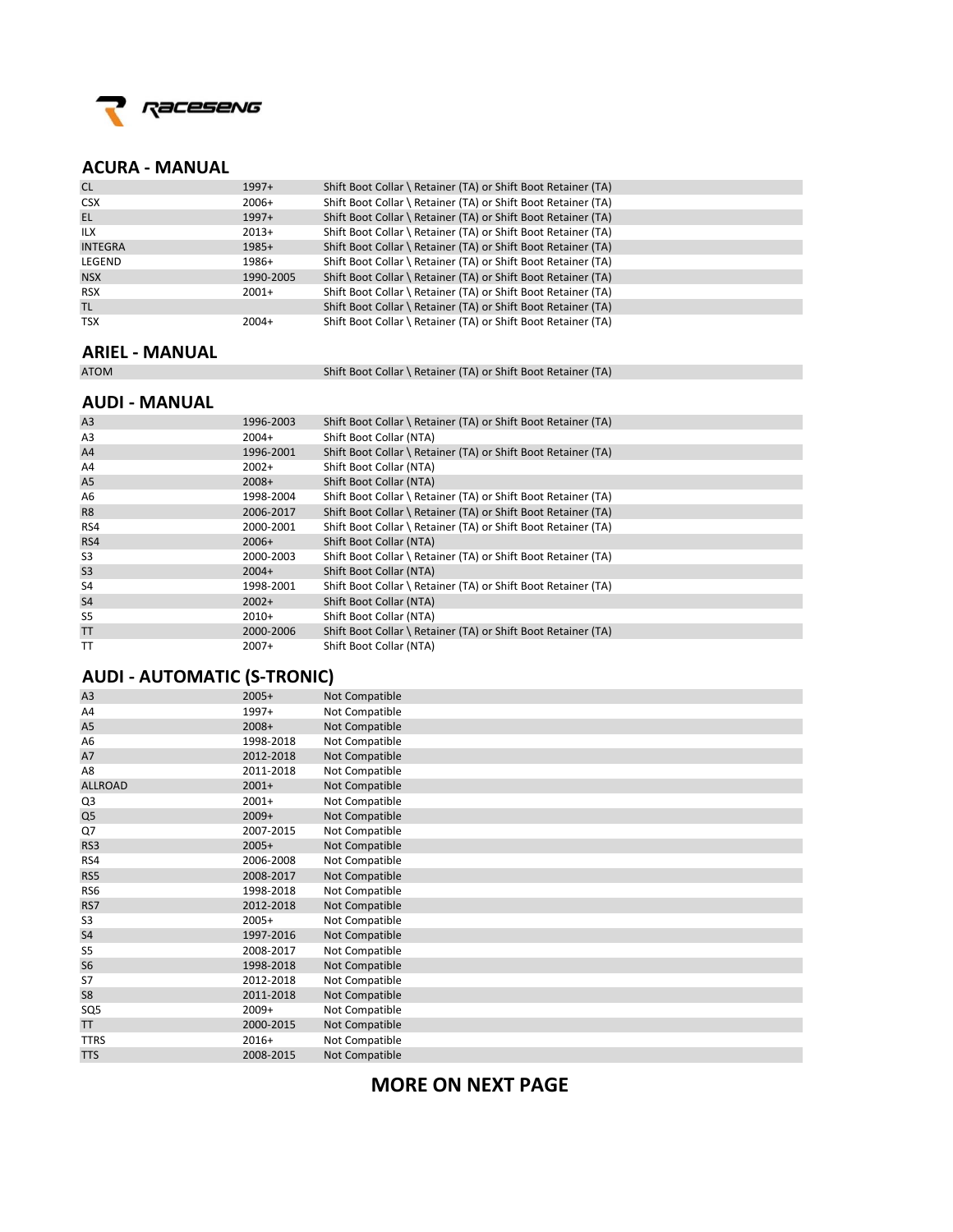RACESENG

## ACURA - MANUAL

| | | |
|---|---|---|
| CL | 1997+ | Shift Boot Collar \ Retainer (TA) or Shift Boot Retainer (TA) |
| CSX | 2006+ | Shift Boot Collar \ Retainer (TA) or Shift Boot Retainer (TA) |
| EL | 1997+ | Shift Boot Collar \ Retainer (TA) or Shift Boot Retainer (TA) |
| ILX | 2013+ | Shift Boot Collar \ Retainer (TA) or Shift Boot Retainer (TA) |
| INTEGRA | 1985+ | Shift Boot Collar \ Retainer (TA) or Shift Boot Retainer (TA) |
| LEGEND | 1986+ | Shift Boot Collar \ Retainer (TA) or Shift Boot Retainer (TA) |
| NSX | 1990-2005 | Shift Boot Collar \ Retainer (TA) or Shift Boot Retainer (TA) |
| RSX | 2001+ | Shift Boot Collar \ Retainer (TA) or Shift Boot Retainer (TA) |
| TL | | Shift Boot Collar \ Retainer (TA) or Shift Boot Retainer (TA) |
| TSX | 2004+ | Shift Boot Collar \ Retainer (TA) or Shift Boot Retainer (TA) |

## ARIEL - MANUAL

| | | |
|---|---|---|
| ATOM | | Shift Boot Collar \ Retainer (TA) or Shift Boot Retainer (TA) |

## AUDI - MANUAL

| | | |
|---|---|---|
| A3 | 1996-2003 | Shift Boot Collar \ Retainer (TA) or Shift Boot Retainer (TA) |
| A3 | 2004+ | Shift Boot Collar (NTA) |
| A4 | 1996-2001 | Shift Boot Collar \ Retainer (TA) or Shift Boot Retainer (TA) |
| A4 | 2002+ | Shift Boot Collar (NTA) |
| A5 | 2008+ | Shift Boot Collar (NTA) |
| A6 | 1998-2004 | Shift Boot Collar \ Retainer (TA) or Shift Boot Retainer (TA) |
| R8 | 2006-2017 | Shift Boot Collar \ Retainer (TA) or Shift Boot Retainer (TA) |
| RS4 | 2000-2001 | Shift Boot Collar \ Retainer (TA) or Shift Boot Retainer (TA) |
| RS4 | 2006+ | Shift Boot Collar (NTA) |
| S3 | 2000-2003 | Shift Boot Collar \ Retainer (TA) or Shift Boot Retainer (TA) |
| S3 | 2004+ | Shift Boot Collar (NTA) |
| S4 | 1998-2001 | Shift Boot Collar \ Retainer (TA) or Shift Boot Retainer (TA) |
| S4 | 2002+ | Shift Boot Collar (NTA) |
| S5 | 2010+ | Shift Boot Collar (NTA) |
| TT | 2000-2006 | Shift Boot Collar \ Retainer (TA) or Shift Boot Retainer (TA) |
| TT | 2007+ | Shift Boot Collar (NTA) |

## AUDI - AUTOMATIC (S-TRONIC)

| | | |
|---|---|---|
| A3 | 2005+ | Not Compatible |
| A4 | 1997+ | Not Compatible |
| A5 | 2008+ | Not Compatible |
| A6 | 1998-2018 | Not Compatible |
| A7 | 2012-2018 | Not Compatible |
| A8 | 2011-2018 | Not Compatible |
| ALLROAD | 2001+ | Not Compatible |
| Q3 | 2001+ | Not Compatible |
| Q5 | 2009+ | Not Compatible |
| Q7 | 2007-2015 | Not Compatible |
| RS3 | 2005+ | Not Compatible |
| RS4 | 2006-2008 | Not Compatible |
| RS5 | 2008-2017 | Not Compatible |
| RS6 | 1998-2018 | Not Compatible |
| RS7 | 2012-2018 | Not Compatible |
| S3 | 2005+ | Not Compatible |
| S4 | 1997-2016 | Not Compatible |
| S5 | 2008-2017 | Not Compatible |
| S6 | 1998-2018 | Not Compatible |
| S7 | 2012-2018 | Not Compatible |
| S8 | 2011-2018 | Not Compatible |
| SQ5 | 2009+ | Not Compatible |
| TT | 2000-2015 | Not Compatible |
| TTRS | 2016+ | Not Compatible |
| TTS | 2008-2015 | Not Compatible |

**MORE ON NEXT PAGE**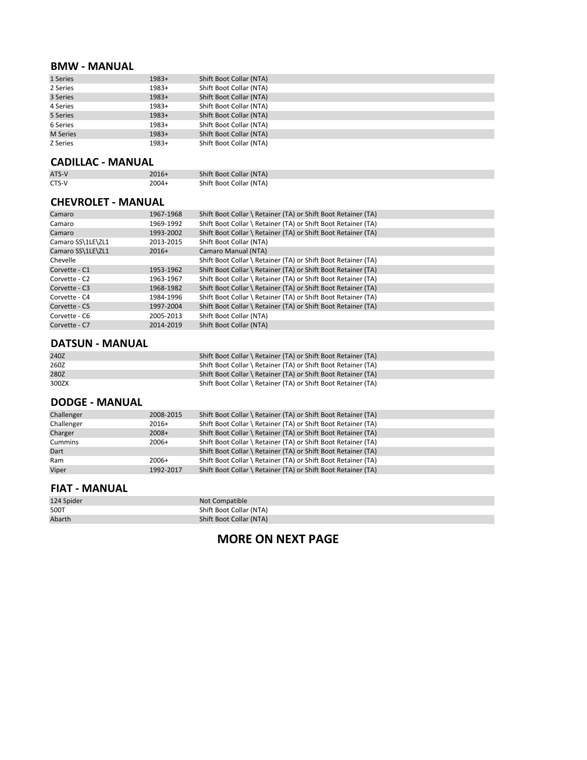## BMW - MANUAL

| | | |
|---|---|---|
| 1 Series | 1983+ | Shift Boot Collar (NTA) |
| 2 Series | 1983+ | Shift Boot Collar (NTA) |
| 3 Series | 1983+ | Shift Boot Collar (NTA) |
| 4 Series | 1983+ | Shift Boot Collar (NTA) |
| 5 Series | 1983+ | Shift Boot Collar (NTA) |
| 6 Series | 1983+ | Shift Boot Collar (NTA) |
| M Series | 1983+ | Shift Boot Collar (NTA) |
| Z Series | 1983+ | Shift Boot Collar (NTA) |

## CADILLAC - MANUAL

| | | |
|---|---|---|
| ATS-V | 2016+ | Shift Boot Collar (NTA) |
| CTS-V | 2004+ | Shift Boot Collar (NTA) |

## CHEVROLET - MANUAL

| | | |
|---|---|---|
| Camaro | 1967-1968 | Shift Boot Collar \ Retainer (TA) or Shift Boot Retainer (TA) |
| Camaro | 1969-1992 | Shift Boot Collar \ Retainer (TA) or Shift Boot Retainer (TA) |
| Camaro | 1993-2002 | Shift Boot Collar \ Retainer (TA) or Shift Boot Retainer (TA) |
| Camaro SS\1LE\ZL1 | 2013-2015 | Shift Boot Collar (NTA) |
| Camaro SS\1LE\ZL1 | 2016+ | Camaro Manual (NTA) |
| Chevelle | | Shift Boot Collar \ Retainer (TA) or Shift Boot Retainer (TA) |
| Corvette - C1 | 1953-1962 | Shift Boot Collar \ Retainer (TA) or Shift Boot Retainer (TA) |
| Corvette - C2 | 1963-1967 | Shift Boot Collar \ Retainer (TA) or Shift Boot Retainer (TA) |
| Corvette - C3 | 1968-1982 | Shift Boot Collar \ Retainer (TA) or Shift Boot Retainer (TA) |
| Corvette - C4 | 1984-1996 | Shift Boot Collar \ Retainer (TA) or Shift Boot Retainer (TA) |
| Corvette - C5 | 1997-2004 | Shift Boot Collar \ Retainer (TA) or Shift Boot Retainer (TA) |
| Corvette - C6 | 2005-2013 | Shift Boot Collar (NTA) |
| Corvette - C7 | 2014-2019 | Shift Boot Collar (NTA) |

## DATSUN - MANUAL

| | | |
|---|---|---|
| 240Z | | Shift Boot Collar \ Retainer (TA) or Shift Boot Retainer (TA) |
| 260Z | | Shift Boot Collar \ Retainer (TA) or Shift Boot Retainer (TA) |
| 280Z | | Shift Boot Collar \ Retainer (TA) or Shift Boot Retainer (TA) |
| 300ZX | | Shift Boot Collar \ Retainer (TA) or Shift Boot Retainer (TA) |

## DODGE - MANUAL

| | | |
|---|---|---|
| Challenger | 2008-2015 | Shift Boot Collar \ Retainer (TA) or Shift Boot Retainer (TA) |
| Challenger | 2016+ | Shift Boot Collar \ Retainer (TA) or Shift Boot Retainer (TA) |
| Charger | 2008+ | Shift Boot Collar \ Retainer (TA) or Shift Boot Retainer (TA) |
| Cummins | 2006+ | Shift Boot Collar \ Retainer (TA) or Shift Boot Retainer (TA) |
| Dart | | Shift Boot Collar \ Retainer (TA) or Shift Boot Retainer (TA) |
| Ram | 2006+ | Shift Boot Collar \ Retainer (TA) or Shift Boot Retainer (TA) |
| Viper | 1992-2017 | Shift Boot Collar \ Retainer (TA) or Shift Boot Retainer (TA) |

## FIAT - MANUAL

| | | |
|---|---|---|
| 124 Spider | | Not Compatible |
| 500T | | Shift Boot Collar (NTA) |
| Abarth | | Shift Boot Collar (NTA) |

**MORE ON NEXT PAGE**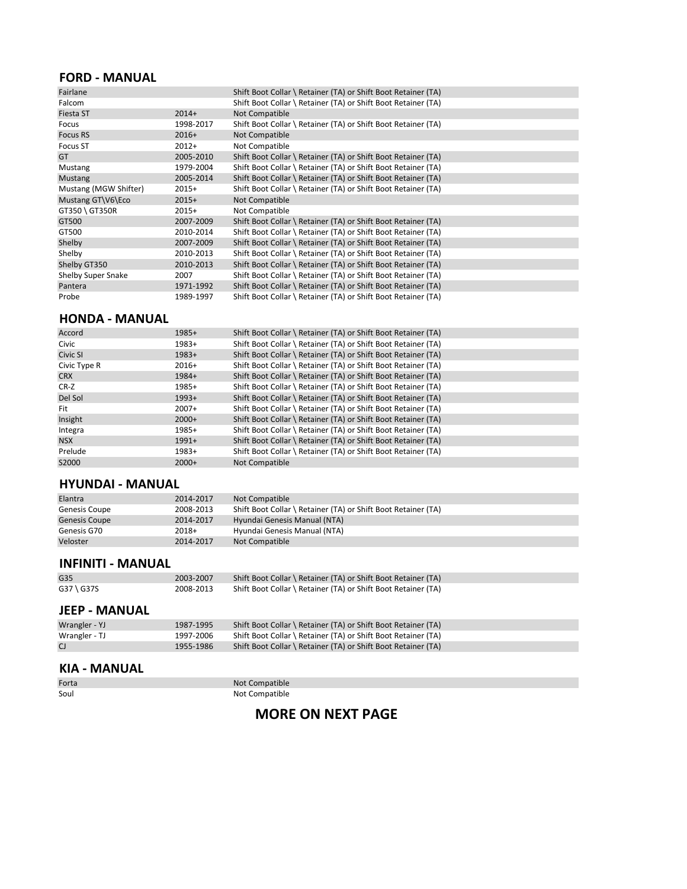## FORD - MANUAL

| | | |
|---|---|---|
| Fairlane | | Shift Boot Collar \ Retainer (TA) or Shift Boot Retainer (TA) |
| Falcom | | Shift Boot Collar \ Retainer (TA) or Shift Boot Retainer (TA) |
| Fiesta ST | 2014+ | Not Compatible |
| Focus | 1998-2017 | Shift Boot Collar \ Retainer (TA) or Shift Boot Retainer (TA) |
| Focus RS | 2016+ | Not Compatible |
| Focus ST | 2012+ | Not Compatible |
| GT | 2005-2010 | Shift Boot Collar \ Retainer (TA) or Shift Boot Retainer (TA) |
| Mustang | 1979-2004 | Shift Boot Collar \ Retainer (TA) or Shift Boot Retainer (TA) |
| Mustang | 2005-2014 | Shift Boot Collar \ Retainer (TA) or Shift Boot Retainer (TA) |
| Mustang (MGW Shifter) | 2015+ | Shift Boot Collar \ Retainer (TA) or Shift Boot Retainer (TA) |
| Mustang GT\V6\Eco | 2015+ | Not Compatible |
| GT350 \ GT350R | 2015+ | Not Compatible |
| GT500 | 2007-2009 | Shift Boot Collar \ Retainer (TA) or Shift Boot Retainer (TA) |
| GT500 | 2010-2014 | Shift Boot Collar \ Retainer (TA) or Shift Boot Retainer (TA) |
| Shelby | 2007-2009 | Shift Boot Collar \ Retainer (TA) or Shift Boot Retainer (TA) |
| Shelby | 2010-2013 | Shift Boot Collar \ Retainer (TA) or Shift Boot Retainer (TA) |
| Shelby GT350 | 2010-2013 | Shift Boot Collar \ Retainer (TA) or Shift Boot Retainer (TA) |
| Shelby Super Snake | 2007 | Shift Boot Collar \ Retainer (TA) or Shift Boot Retainer (TA) |
| Pantera | 1971-1992 | Shift Boot Collar \ Retainer (TA) or Shift Boot Retainer (TA) |
| Probe | 1989-1997 | Shift Boot Collar \ Retainer (TA) or Shift Boot Retainer (TA) |

## HONDA - MANUAL

| | | |
|---|---|---|
| Accord | 1985+ | Shift Boot Collar \ Retainer (TA) or Shift Boot Retainer (TA) |
| Civic | 1983+ | Shift Boot Collar \ Retainer (TA) or Shift Boot Retainer (TA) |
| Civic SI | 1983+ | Shift Boot Collar \ Retainer (TA) or Shift Boot Retainer (TA) |
| Civic Type R | 2016+ | Shift Boot Collar \ Retainer (TA) or Shift Boot Retainer (TA) |
| CRX | 1984+ | Shift Boot Collar \ Retainer (TA) or Shift Boot Retainer (TA) |
| CR-Z | 1985+ | Shift Boot Collar \ Retainer (TA) or Shift Boot Retainer (TA) |
| Del Sol | 1993+ | Shift Boot Collar \ Retainer (TA) or Shift Boot Retainer (TA) |
| Fit | 2007+ | Shift Boot Collar \ Retainer (TA) or Shift Boot Retainer (TA) |
| Insight | 2000+ | Shift Boot Collar \ Retainer (TA) or Shift Boot Retainer (TA) |
| Integra | 1985+ | Shift Boot Collar \ Retainer (TA) or Shift Boot Retainer (TA) |
| NSX | 1991+ | Shift Boot Collar \ Retainer (TA) or Shift Boot Retainer (TA) |
| Prelude | 1983+ | Shift Boot Collar \ Retainer (TA) or Shift Boot Retainer (TA) |
| S2000 | 2000+ | Not Compatible |

## HYUNDAI - MANUAL

| | | |
|---|---|---|
| Elantra | 2014-2017 | Not Compatible |
| Genesis Coupe | 2008-2013 | Shift Boot Collar \ Retainer (TA) or Shift Boot Retainer (TA) |
| Genesis Coupe | 2014-2017 | Hyundai Genesis Manual (NTA) |
| Genesis G70 | 2018+ | Hyundai Genesis Manual (NTA) |
| Veloster | 2014-2017 | Not Compatible |

## INFINITI - MANUAL

| | | |
|---|---|---|
| G35 | 2003-2007 | Shift Boot Collar \ Retainer (TA) or Shift Boot Retainer (TA) |
| G37 \ G37S | 2008-2013 | Shift Boot Collar \ Retainer (TA) or Shift Boot Retainer (TA) |

## JEEP - MANUAL

| | | |
|---|---|---|
| Wrangler - YJ | 1987-1995 | Shift Boot Collar \ Retainer (TA) or Shift Boot Retainer (TA) |
| Wrangler - TJ | 1997-2006 | Shift Boot Collar \ Retainer (TA) or Shift Boot Retainer (TA) |
| CJ | 1955-1986 | Shift Boot Collar \ Retainer (TA) or Shift Boot Retainer (TA) |

## KIA - MANUAL

| | | |
|---|---|---|
| Forta | | Not Compatible |
| Soul | | Not Compatible |

**MORE ON NEXT PAGE**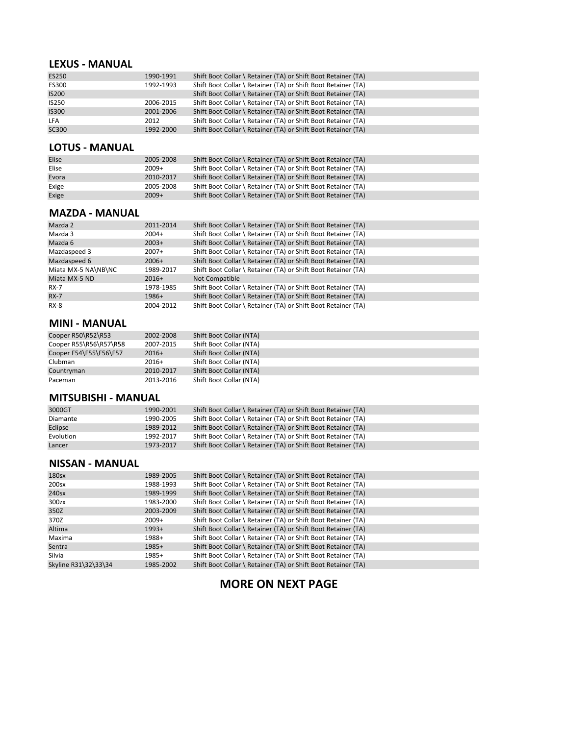## LEXUS - MANUAL

| | | |
|---|---|---|
| ES250 | 1990-1991 | Shift Boot Collar \ Retainer (TA) or Shift Boot Retainer (TA) |
| ES300 | 1992-1993 | Shift Boot Collar \ Retainer (TA) or Shift Boot Retainer (TA) |
| IS200 | | Shift Boot Collar \ Retainer (TA) or Shift Boot Retainer (TA) |
| IS250 | 2006-2015 | Shift Boot Collar \ Retainer (TA) or Shift Boot Retainer (TA) |
| IS300 | 2001-2006 | Shift Boot Collar \ Retainer (TA) or Shift Boot Retainer (TA) |
| LFA | 2012 | Shift Boot Collar \ Retainer (TA) or Shift Boot Retainer (TA) |
| SC300 | 1992-2000 | Shift Boot Collar \ Retainer (TA) or Shift Boot Retainer (TA) |

## LOTUS - MANUAL

| | | |
|---|---|---|
| Elise | 2005-2008 | Shift Boot Collar \ Retainer (TA) or Shift Boot Retainer (TA) |
| Elise | 2009+ | Shift Boot Collar \ Retainer (TA) or Shift Boot Retainer (TA) |
| Evora | 2010-2017 | Shift Boot Collar \ Retainer (TA) or Shift Boot Retainer (TA) |
| Exige | 2005-2008 | Shift Boot Collar \ Retainer (TA) or Shift Boot Retainer (TA) |
| Exige | 2009+ | Shift Boot Collar \ Retainer (TA) or Shift Boot Retainer (TA) |

## MAZDA - MANUAL

| | | |
|---|---|---|
| Mazda 2 | 2011-2014 | Shift Boot Collar \ Retainer (TA) or Shift Boot Retainer (TA) |
| Mazda 3 | 2004+ | Shift Boot Collar \ Retainer (TA) or Shift Boot Retainer (TA) |
| Mazda 6 | 2003+ | Shift Boot Collar \ Retainer (TA) or Shift Boot Retainer (TA) |
| Mazdaspeed 3 | 2007+ | Shift Boot Collar \ Retainer (TA) or Shift Boot Retainer (TA) |
| Mazdaspeed 6 | 2006+ | Shift Boot Collar \ Retainer (TA) or Shift Boot Retainer (TA) |
| Miata MX-5 NA\NB\NC | 1989-2017 | Shift Boot Collar \ Retainer (TA) or Shift Boot Retainer (TA) |
| Miata MX-5 ND | 2016+ | Not Compatible |
| RX-7 | 1978-1985 | Shift Boot Collar \ Retainer (TA) or Shift Boot Retainer (TA) |
| RX-7 | 1986+ | Shift Boot Collar \ Retainer (TA) or Shift Boot Retainer (TA) |
| RX-8 | 2004-2012 | Shift Boot Collar \ Retainer (TA) or Shift Boot Retainer (TA) |

## MINI - MANUAL

| | | |
|---|---|---|
| Cooper R50\R52\R53 | 2002-2008 | Shift Boot Collar (NTA) |
| Cooper R55\R56\R57\R58 | 2007-2015 | Shift Boot Collar (NTA) |
| Cooper F54\F55\F56\F57 | 2016+ | Shift Boot Collar (NTA) |
| Clubman | 2016+ | Shift Boot Collar (NTA) |
| Countryman | 2010-2017 | Shift Boot Collar (NTA) |
| Paceman | 2013-2016 | Shift Boot Collar (NTA) |

## MITSUBISHI - MANUAL

| | | |
|---|---|---|
| 3000GT | 1990-2001 | Shift Boot Collar \ Retainer (TA) or Shift Boot Retainer (TA) |
| Diamante | 1990-2005 | Shift Boot Collar \ Retainer (TA) or Shift Boot Retainer (TA) |
| Eclipse | 1989-2012 | Shift Boot Collar \ Retainer (TA) or Shift Boot Retainer (TA) |
| Evolution | 1992-2017 | Shift Boot Collar \ Retainer (TA) or Shift Boot Retainer (TA) |
| Lancer | 1973-2017 | Shift Boot Collar \ Retainer (TA) or Shift Boot Retainer (TA) |

## NISSAN - MANUAL

| | | |
|---|---|---|
| 180sx | 1989-2005 | Shift Boot Collar \ Retainer (TA) or Shift Boot Retainer (TA) |
| 200sx | 1988-1993 | Shift Boot Collar \ Retainer (TA) or Shift Boot Retainer (TA) |
| 240sx | 1989-1999 | Shift Boot Collar \ Retainer (TA) or Shift Boot Retainer (TA) |
| 300zx | 1983-2000 | Shift Boot Collar \ Retainer (TA) or Shift Boot Retainer (TA) |
| 350Z | 2003-2009 | Shift Boot Collar \ Retainer (TA) or Shift Boot Retainer (TA) |
| 370Z | 2009+ | Shift Boot Collar \ Retainer (TA) or Shift Boot Retainer (TA) |
| Altima | 1993+ | Shift Boot Collar \ Retainer (TA) or Shift Boot Retainer (TA) |
| Maxima | 1988+ | Shift Boot Collar \ Retainer (TA) or Shift Boot Retainer (TA) |
| Sentra | 1985+ | Shift Boot Collar \ Retainer (TA) or Shift Boot Retainer (TA) |
| Silvia | 1985+ | Shift Boot Collar \ Retainer (TA) or Shift Boot Retainer (TA) |
| Skyline R31\32\33\34 | 1985-2002 | Shift Boot Collar \ Retainer (TA) or Shift Boot Retainer (TA) |

**MORE ON NEXT PAGE**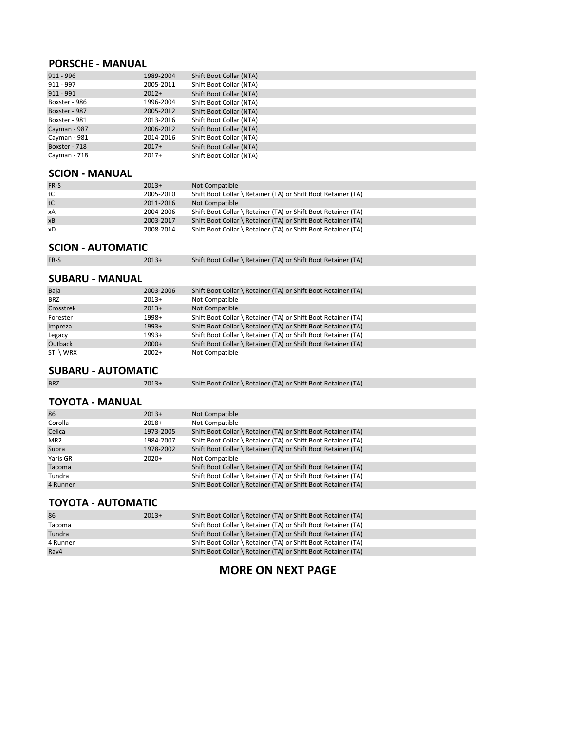## PORSCHE - MANUAL

| | | |
|---|---|---|
| 911 - 996 | 1989-2004 | Shift Boot Collar (NTA) |
| 911 - 997 | 2005-2011 | Shift Boot Collar (NTA) |
| 911 - 991 | 2012+ | Shift Boot Collar (NTA) |
| Boxster - 986 | 1996-2004 | Shift Boot Collar (NTA) |
| Boxster - 987 | 2005-2012 | Shift Boot Collar (NTA) |
| Boxster - 981 | 2013-2016 | Shift Boot Collar (NTA) |
| Cayman - 987 | 2006-2012 | Shift Boot Collar (NTA) |
| Cayman - 981 | 2014-2016 | Shift Boot Collar (NTA) |
| Boxster - 718 | 2017+ | Shift Boot Collar (NTA) |
| Cayman - 718 | 2017+ | Shift Boot Collar (NTA) |

## SCION - MANUAL

| | | |
|---|---|---|
| FR-S | 2013+ | Not Compatible |
| tC | 2005-2010 | Shift Boot Collar \ Retainer (TA) or Shift Boot Retainer (TA) |
| tC | 2011-2016 | Not Compatible |
| xA | 2004-2006 | Shift Boot Collar \ Retainer (TA) or Shift Boot Retainer (TA) |
| xB | 2003-2017 | Shift Boot Collar \ Retainer (TA) or Shift Boot Retainer (TA) |
| xD | 2008-2014 | Shift Boot Collar \ Retainer (TA) or Shift Boot Retainer (TA) |

## SCION - AUTOMATIC

| | | |
|---|---|---|
| FR-S | 2013+ | Shift Boot Collar \ Retainer (TA) or Shift Boot Retainer (TA) |

## SUBARU - MANUAL

| | | |
|---|---|---|
| Baja | 2003-2006 | Shift Boot Collar \ Retainer (TA) or Shift Boot Retainer (TA) |
| BRZ | 2013+ | Not Compatible |
| Crosstrek | 2013+ | Not Compatible |
| Forester | 1998+ | Shift Boot Collar \ Retainer (TA) or Shift Boot Retainer (TA) |
| Impreza | 1993+ | Shift Boot Collar \ Retainer (TA) or Shift Boot Retainer (TA) |
| Legacy | 1993+ | Shift Boot Collar \ Retainer (TA) or Shift Boot Retainer (TA) |
| Outback | 2000+ | Shift Boot Collar \ Retainer (TA) or Shift Boot Retainer (TA) |
| STI \ WRX | 2002+ | Not Compatible |

## SUBARU - AUTOMATIC

| | | |
|---|---|---|
| BRZ | 2013+ | Shift Boot Collar \ Retainer (TA) or Shift Boot Retainer (TA) |

## TOYOTA - MANUAL

| | | |
|---|---|---|
| 86 | 2013+ | Not Compatible |
| Corolla | 2018+ | Not Compatible |
| Celica | 1973-2005 | Shift Boot Collar \ Retainer (TA) or Shift Boot Retainer (TA) |
| MR2 | 1984-2007 | Shift Boot Collar \ Retainer (TA) or Shift Boot Retainer (TA) |
| Supra | 1978-2002 | Shift Boot Collar \ Retainer (TA) or Shift Boot Retainer (TA) |
| Yaris GR | 2020+ | Not Compatible |
| Tacoma | | Shift Boot Collar \ Retainer (TA) or Shift Boot Retainer (TA) |
| Tundra | | Shift Boot Collar \ Retainer (TA) or Shift Boot Retainer (TA) |
| 4 Runner | | Shift Boot Collar \ Retainer (TA) or Shift Boot Retainer (TA) |

## TOYOTA - AUTOMATIC

| | | |
|---|---|---|
| 86 | 2013+ | Shift Boot Collar \ Retainer (TA) or Shift Boot Retainer (TA) |
| Tacoma | | Shift Boot Collar \ Retainer (TA) or Shift Boot Retainer (TA) |
| Tundra | | Shift Boot Collar \ Retainer (TA) or Shift Boot Retainer (TA) |
| 4 Runner | | Shift Boot Collar \ Retainer (TA) or Shift Boot Retainer (TA) |
| Rav4 | | Shift Boot Collar \ Retainer (TA) or Shift Boot Retainer (TA) |

**MORE ON NEXT PAGE**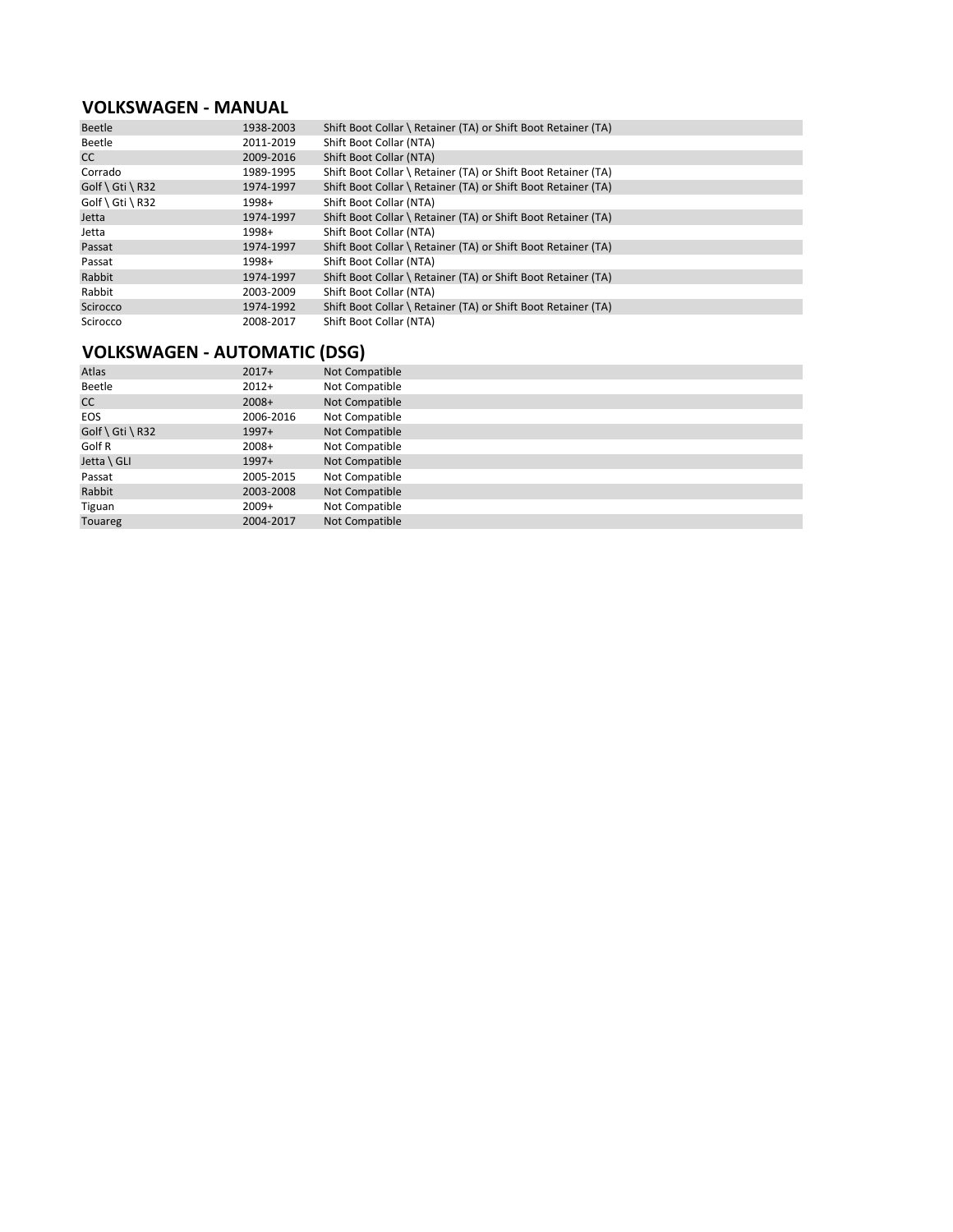## VOLKSWAGEN - MANUAL

| | | |
|---|---|---|
| Beetle | 1938-2003 | Shift Boot Collar \ Retainer (TA) or Shift Boot Retainer (TA) |
| Beetle | 2011-2019 | Shift Boot Collar (NTA) |
| CC | 2009-2016 | Shift Boot Collar (NTA) |
| Corrado | 1989-1995 | Shift Boot Collar \ Retainer (TA) or Shift Boot Retainer (TA) |
| Golf \ Gti \ R32 | 1974-1997 | Shift Boot Collar \ Retainer (TA) or Shift Boot Retainer (TA) |
| Golf \ Gti \ R32 | 1998+ | Shift Boot Collar (NTA) |
| Jetta | 1974-1997 | Shift Boot Collar \ Retainer (TA) or Shift Boot Retainer (TA) |
| Jetta | 1998+ | Shift Boot Collar (NTA) |
| Passat | 1974-1997 | Shift Boot Collar \ Retainer (TA) or Shift Boot Retainer (TA) |
| Passat | 1998+ | Shift Boot Collar (NTA) |
| Rabbit | 1974-1997 | Shift Boot Collar \ Retainer (TA) or Shift Boot Retainer (TA) |
| Rabbit | 2003-2009 | Shift Boot Collar (NTA) |
| Scirocco | 1974-1992 | Shift Boot Collar \ Retainer (TA) or Shift Boot Retainer (TA) |
| Scirocco | 2008-2017 | Shift Boot Collar (NTA) |

## VOLKSWAGEN - AUTOMATIC (DSG)

| | | |
|---|---|---|
| Atlas | 2017+ | Not Compatible |
| Beetle | 2012+ | Not Compatible |
| CC | 2008+ | Not Compatible |
| EOS | 2006-2016 | Not Compatible |
| Golf \ Gti \ R32 | 1997+ | Not Compatible |
| Golf R | 2008+ | Not Compatible |
| Jetta \ GLI | 1997+ | Not Compatible |
| Passat | 2005-2015 | Not Compatible |
| Rabbit | 2003-2008 | Not Compatible |
| Tiguan | 2009+ | Not Compatible |
| Touareg | 2004-2017 | Not Compatible |